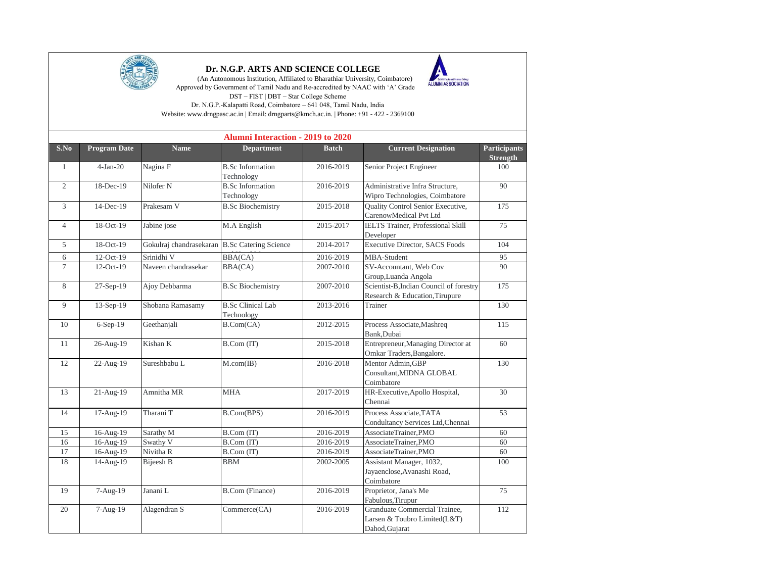# Dr. N.G.P. ARTS AND SCIENCE COLLEGE

(An Autonomous Institution, Affiliated to Bharathiar University, Coimbatore)
Approved by Government of Tamil Nadu and Re-accredited by NAAC with 'A' Grade
DST – FIST | DBT – Star College Scheme
Dr. N.G.P.-Kalapatti Road, Coimbatore – 641 048, Tamil Nadu, India
Website: www.drngpasc.ac.in | Email: drngparts@kmch.ac.in. | Phone: +91 - 422 - 2369100

## Alumni Interaction - 2019 to 2020

| S.No | Program Date | Name | Department | Batch | Current Designation | Participants Strength |
|---|---|---|---|---|---|---|
| 1 | 4-Jan-20 | Nagina F | B.Sc Information Technology | 2016-2019 | Senior Project Engineer | 100 |
| 2 | 18-Dec-19 | Nilofer N | B.Sc Information Technology | 2016-2019 | Administrative Infra Structure, Wipro Technologies, Coimbatore | 90 |
| 3 | 14-Dec-19 | Prakesam V | B.Sc Biochemistry | 2015-2018 | Quality Control Senior Executive, CarenowMedical Pvt Ltd | 175 |
| 4 | 18-Oct-19 | Jabine jose | M.A English | 2015-2017 | IELTS Trainer, Professional Skill Developer | 75 |
| 5 | 18-Oct-19 | Gokulraj chandrasekaran | B.Sc Catering Science | 2014-2017 | Executive Director, SACS Foods | 104 |
| 6 | 12-Oct-19 | Srinidhi V | BBA(CA) | 2016-2019 | MBA-Student | 95 |
| 7 | 12-Oct-19 | Naveen chandrasekar | BBA(CA) | 2007-2010 | SV-Accountant, Web Cov Group,Luanda Angola | 90 |
| 8 | 27-Sep-19 | Ajoy Debbarma | B.Sc Biochemistry | 2007-2010 | Scientist-B,Indian Council of forestry Research & Education,Tirupure | 175 |
| 9 | 13-Sep-19 | Shobana Ramasamy | B.Sc Clinical Lab Technology | 2013-2016 | Trainer | 130 |
| 10 | 6-Sep-19 | Geethanjali | B.Com(CA) | 2012-2015 | Process Associate,Mashreq Bank,Dubai | 115 |
| 11 | 26-Aug-19 | Kishan K | B.Com (IT) | 2015-2018 | Entrepreneur,Managing Director at Omkar Traders,Bangalore. | 60 |
| 12 | 22-Aug-19 | Sureshbabu L | M.com(IB) | 2016-2018 | Mentor Admin,GBP Consultant,MIDNA GLOBAL Coimbatore | 130 |
| 13 | 21-Aug-19 | Amnitha MR | MHA | 2017-2019 | HR-Executive,Apollo Hospital, Chennai | 30 |
| 14 | 17-Aug-19 | Tharani T | B.Com(BPS) | 2016-2019 | Process Associate,TATA Condultancy Services Ltd,Chennai | 53 |
| 15 | 16-Aug-19 | Sarathy M | B.Com (IT) | 2016-2019 | AssociateTrainer,PMO | 60 |
| 16 | 16-Aug-19 | Swathy V | B.Com (IT) | 2016-2019 | AssociateTrainer,PMO | 60 |
| 17 | 16-Aug-19 | Nivitha R | B.Com (IT) | 2016-2019 | AssociateTrainer,PMO | 60 |
| 18 | 14-Aug-19 | Bijeesh B | BBM | 2002-2005 | Assistant Manager, 1032, Jayaenclose,Avanashi Road, Coimbatore | 100 |
| 19 | 7-Aug-19 | Janani L | B.Com (Finance) | 2016-2019 | Proprietor, Jana's Me Fabulous,Tirupur | 75 |
| 20 | 7-Aug-19 | Alagendran S | Commerce(CA) | 2016-2019 | Graduate Commercial Trainee, Larsen & Toubro Limited(L&T) Dahod,Gujarat | 112 |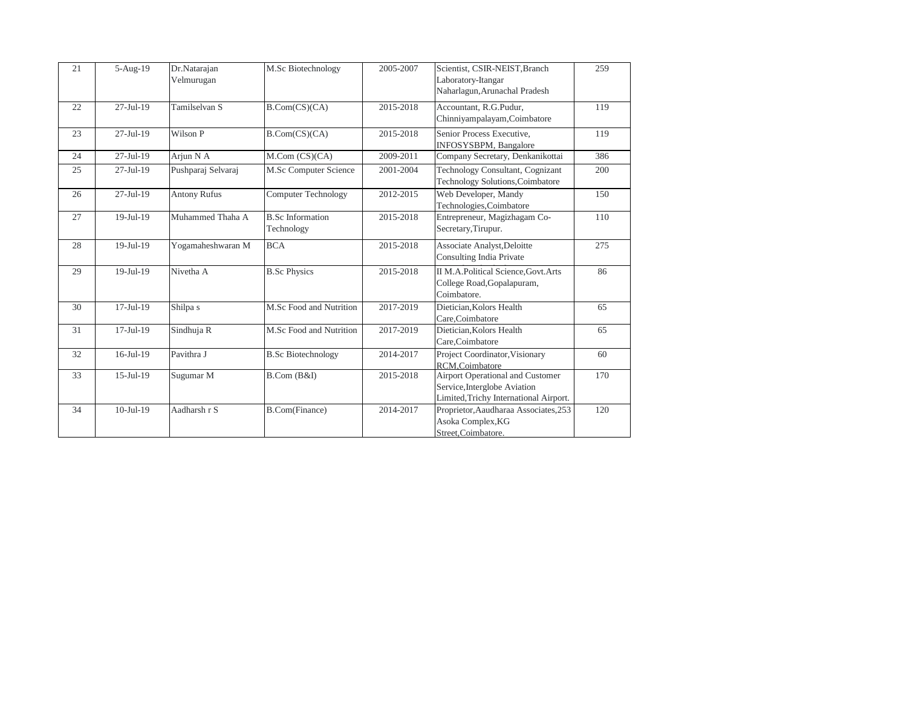| 21 | 5-Aug-19 | Dr.Natarajan Velmurugan | M.Sc Biotechnology | 2005-2007 | Scientist, CSIR-NEIST,Branch Laboratory-Itangar Naharlagun,Arunachal Pradesh | 259 |
|---|---|---|---|---|---|---|
| 22 | 27-Jul-19 | Tamilselvan S | B.Com(CS)(CA) | 2015-2018 | Accountant, R.G.Pudur, Chinniyampalayam,Coimbatore | 119 |
| 23 | 27-Jul-19 | Wilson P | B.Com(CS)(CA) | 2015-2018 | Senior Process Executive, INFOSYSBPM, Bangalore | 119 |
| 24 | 27-Jul-19 | Arjun N A | M.Com (CS)(CA) | 2009-2011 | Company Secretary, Denkanikottai | 386 |
| 25 | 27-Jul-19 | Pushparaj Selvaraj | M.Sc Computer Science | 2001-2004 | Technology Consultant, Cognizant Technology Solutions,Coimbatore | 200 |
| 26 | 27-Jul-19 | Antony Rufus | Computer Technology | 2012-2015 | Web Developer, Mandy Technologies,Coimbatore | 150 |
| 27 | 19-Jul-19 | Muhammed Thaha A | B.Sc Information Technology | 2015-2018 | Entrepreneur, Magizhagam Co-Secretary,Tirupur. | 110 |
| 28 | 19-Jul-19 | Yogamaheshwaran M | BCA | 2015-2018 | Associate Analyst,Deloitte Consulting India Private | 275 |
| 29 | 19-Jul-19 | Nivetha A | B.Sc Physics | 2015-2018 | II M.A.Political Science,Govt.Arts College Road,Gopalapuram, Coimbatore. | 86 |
| 30 | 17-Jul-19 | Shilpa s | M.Sc Food and Nutrition | 2017-2019 | Dietician,Kolors Health Care,Coimbatore | 65 |
| 31 | 17-Jul-19 | Sindhuja R | M.Sc Food and Nutrition | 2017-2019 | Dietician,Kolors Health Care,Coimbatore | 65 |
| 32 | 16-Jul-19 | Pavithra J | B.Sc Biotechnology | 2014-2017 | Project Coordinator,Visionary RCM,Coimbatore | 60 |
| 33 | 15-Jul-19 | Sugumar M | B.Com (B&I) | 2015-2018 | Airport Operational and Customer Service,Interglobe Aviation Limited,Trichy International Airport. | 170 |
| 34 | 10-Jul-19 | Aadharsh r S | B.Com(Finance) | 2014-2017 | Proprietor,Aaudharaa Associates,253 Asoka Complex,KG Street,Coimbatore. | 120 |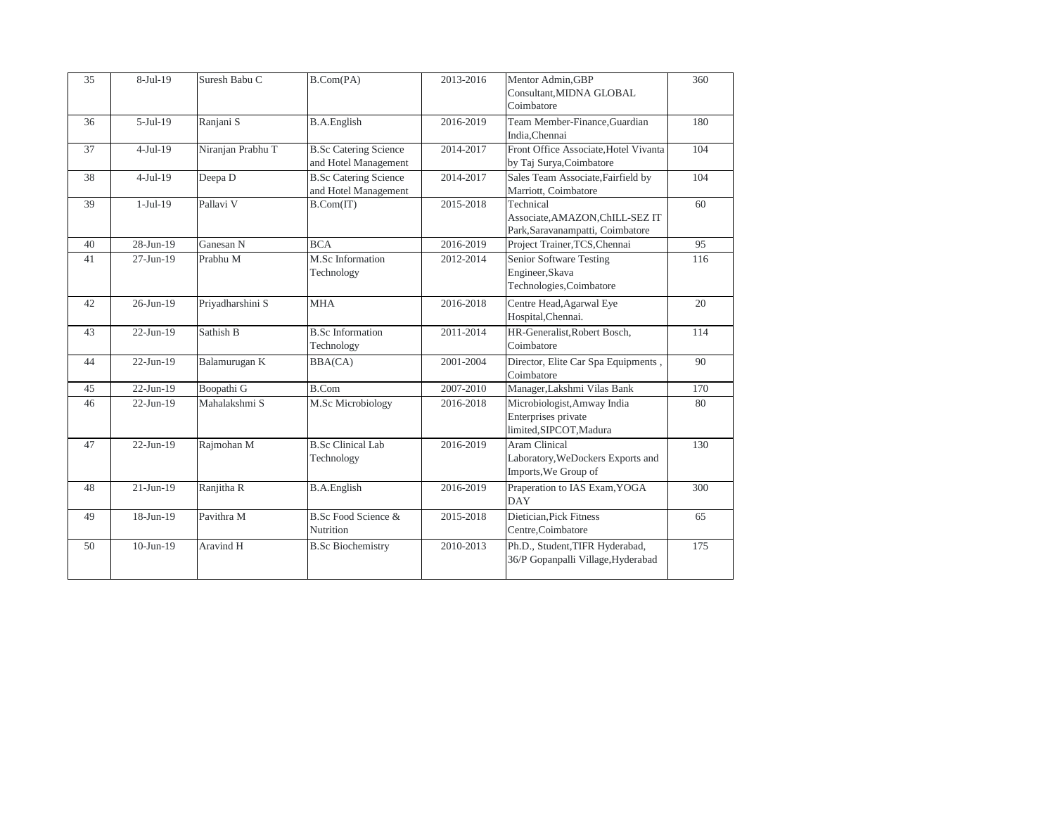| | | | | | | |
|---|---|---|---|---|---|---|
| 35 | 8-Jul-19 | Suresh Babu C | B.Com(PA) | 2013-2016 | Mentor Admin,GBP Consultant,MIDNA GLOBAL Coimbatore | 360 |
| 36 | 5-Jul-19 | Ranjani S | B.A.English | 2016-2019 | Team Member-Finance,Guardian India,Chennai | 180 |
| 37 | 4-Jul-19 | Niranjan Prabhu T | B.Sc Catering Science and Hotel Management | 2014-2017 | Front Office Associate,Hotel Vivanta by Taj Surya,Coimbatore | 104 |
| 38 | 4-Jul-19 | Deepa D | B.Sc Catering Science and Hotel Management | 2014-2017 | Sales Team Associate,Fairfield by Marriott, Coimbatore | 104 |
| 39 | 1-Jul-19 | Pallavi V | B.Com(IT) | 2015-2018 | Technical Associate,AMAZON,ChILL-SEZ IT Park,Saravanampatti, Coimbatore | 60 |
| 40 | 28-Jun-19 | Ganesan N | BCA | 2016-2019 | Project Trainer,TCS,Chennai | 95 |
| 41 | 27-Jun-19 | Prabhu M | M.Sc Information Technology | 2012-2014 | Senior Software Testing Engineer,Skava Technologies,Coimbatore | 116 |
| 42 | 26-Jun-19 | Priyadharshini S | MHA | 2016-2018 | Centre Head,Agarwal Eye Hospital,Chennai. | 20 |
| 43 | 22-Jun-19 | Sathish B | B.Sc Information Technology | 2011-2014 | HR-Generalist,Robert Bosch, Coimbatore | 114 |
| 44 | 22-Jun-19 | Balamurugan K | BBA(CA) | 2001-2004 | Director, Elite Car Spa Equipments , Coimbatore | 90 |
| 45 | 22-Jun-19 | Boopathi G | B.Com | 2007-2010 | Manager,Lakshmi Vilas Bank | 170 |
| 46 | 22-Jun-19 | Mahalakshmi S | M.Sc Microbiology | 2016-2018 | Microbiologist,Amway India Enterprises private limited,SIPCOT,Madura | 80 |
| 47 | 22-Jun-19 | Rajmohan M | B.Sc Clinical Lab Technology | 2016-2019 | Aram Clinical Laboratory,WeDockers Exports and Imports,We Group of | 130 |
| 48 | 21-Jun-19 | Ranjitha R | B.A.English | 2016-2019 | Praperation to IAS Exam,YOGA DAY | 300 |
| 49 | 18-Jun-19 | Pavithra M | B.Sc Food Science & Nutrition | 2015-2018 | Dietician,Pick Fitness Centre,Coimbatore | 65 |
| 50 | 10-Jun-19 | Aravind H | B.Sc Biochemistry | 2010-2013 | Ph.D., Student,TIFR Hyderabad, 36/P Gopanpalli Village,Hyderabad | 175 |